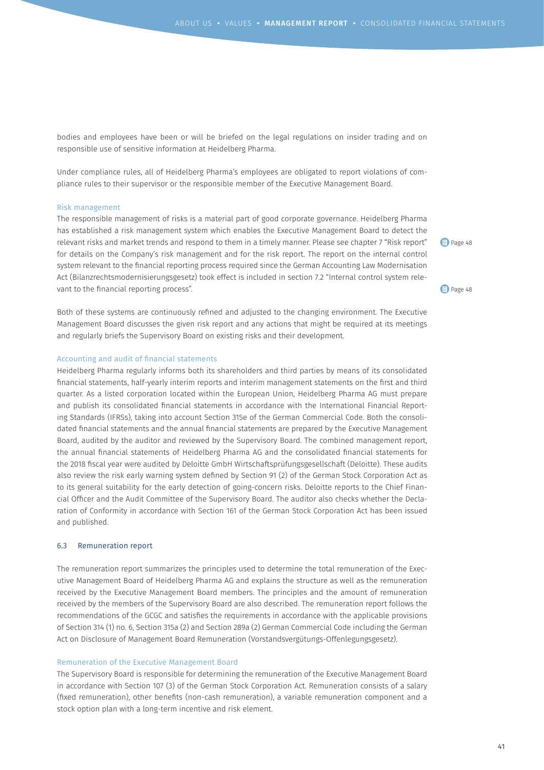bodies and employees have been or will be briefed on the legal regulations on insider trading and on responsible use of sensitive information at Heidelberg Pharma.

Under compliance rules, all of Heidelberg Pharma's employees are obligated to report violations of compliance rules to their supervisor or the responsible member of the Executive Management Board.

### Risk management

The responsible management of risks is a material part of good corporate governance. Heidelberg Pharma has established a risk management system which enables the Executive Management Board to detect the relevant risks and market trends and respond to them in a timely manner. Please see chapter 7 "Risk report" for details on the Company's risk management and for the risk report. The report on the internal control system relevant to the financial reporting process required since the German Accounting Law Modernisation Act (Bilanzrechtsmodernisierungsgesetz) took effect is included in section 7.2 "Internal control system relevant to the financial reporting process".

Page 48

Page 48

Both of these systems are continuously refined and adjusted to the changing environment. The Executive Management Board discusses the given risk report and any actions that might be required at its meetings and regularly briefs the Supervisory Board on existing risks and their development.

### Accounting and audit of financial statements

Heidelberg Pharma regularly informs both its shareholders and third parties by means of its consolidated financial statements, half-yearly interim reports and interim management statements on the first and third quarter. As a listed corporation located within the European Union, Heidelberg Pharma AG must prepare and publish its consolidated financial statements in accordance with the International Financial Reporting Standards (IFRSs), taking into account Section 315e of the German Commercial Code. Both the consolidated financial statements and the annual financial statements are prepared by the Executive Management Board, audited by the auditor and reviewed by the Supervisory Board. The combined management report, the annual financial statements of Heidelberg Pharma AG and the consolidated financial statements for the 2018 fiscal year were audited by Deloitte GmbH Wirtschaftsprüfungsgesellschaft (Deloitte). These audits also review the risk early warning system defined by Section 91 (2) of the German Stock Corporation Act as to its general suitability for the early detection of going-concern risks. Deloitte reports to the Chief Financial Officer and the Audit Committee of the Supervisory Board. The auditor also checks whether the Declaration of Conformity in accordance with Section 161 of the German Stock Corporation Act has been issued and published.

## 6.3 Remuneration report

The remuneration report summarizes the principles used to determine the total remuneration of the Executive Management Board of Heidelberg Pharma AG and explains the structure as well as the remuneration received by the Executive Management Board members. The principles and the amount of remuneration received by the members of the Supervisory Board are also described. The remuneration report follows the recommendations of the GCGC and satisfies the requirements in accordance with the applicable provisions of Section 314 (1) no. 6, Section 315a (2) and Section 289a (2) German Commercial Code including the German Act on Disclosure of Management Board Remuneration (Vorstandsvergütungs-Offenlegungsgesetz).

### Remuneration of the Executive Management Board

The Supervisory Board is responsible for determining the remuneration of the Executive Management Board in accordance with Section 107 (3) of the German Stock Corporation Act. Remuneration consists of a salary (fixed remuneration), other benefits (non-cash remuneration), a variable remuneration component and a stock option plan with a long-term incentive and risk element.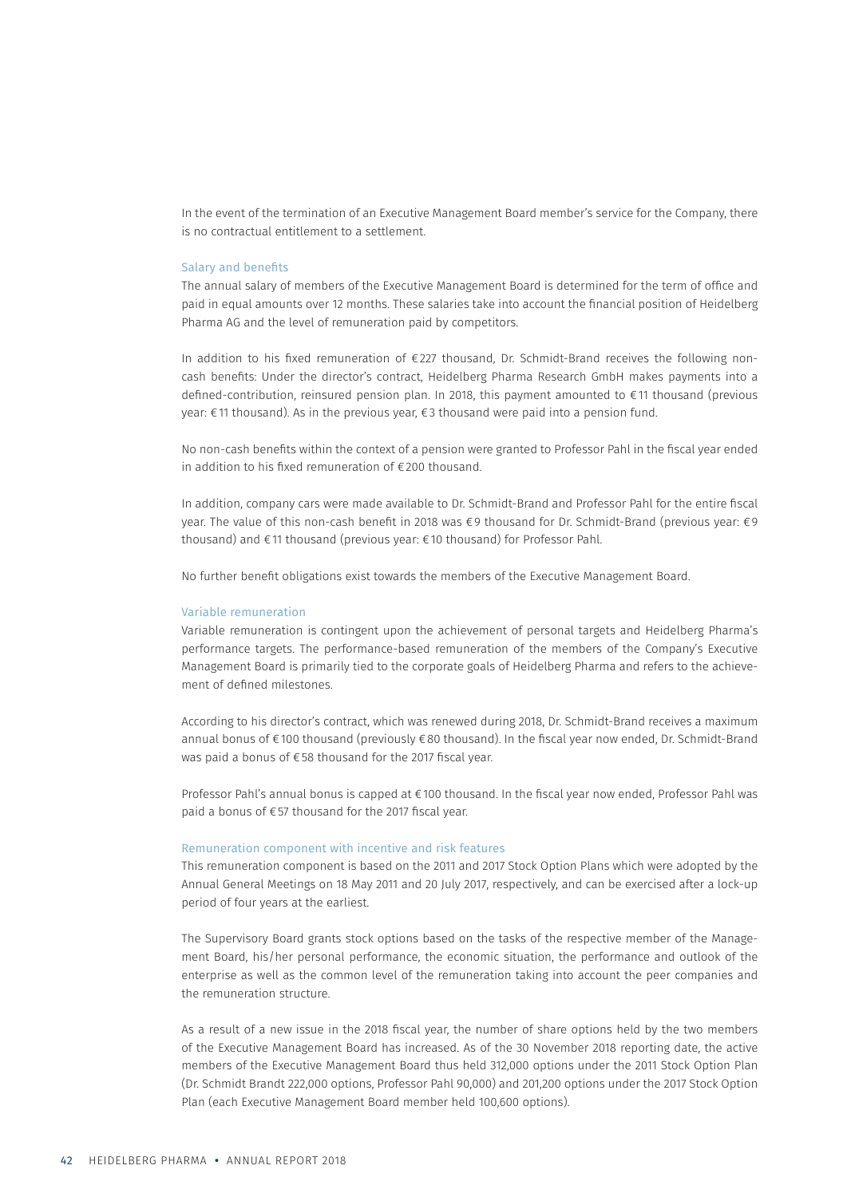In the event of the termination of an Executive Management Board member's service for the Company, there is no contractual entitlement to a settlement.

### Salary and benefits

The annual salary of members of the Executive Management Board is determined for the term of office and paid in equal amounts over 12 months. These salaries take into account the financial position of Heidelberg Pharma AG and the level of remuneration paid by competitors.

In addition to his fixed remuneration of €227 thousand, Dr. Schmidt-Brand receives the following non-cash benefits: Under the director's contract, Heidelberg Pharma Research GmbH makes payments into a defined-contribution, reinsured pension plan. In 2018, this payment amounted to €11 thousand (previous year: €11 thousand). As in the previous year, €3 thousand were paid into a pension fund.

No non-cash benefits within the context of a pension were granted to Professor Pahl in the fiscal year ended in addition to his fixed remuneration of €200 thousand.

In addition, company cars were made available to Dr. Schmidt-Brand and Professor Pahl for the entire fiscal year. The value of this non-cash benefit in 2018 was €9 thousand for Dr. Schmidt-Brand (previous year: €9 thousand) and €11 thousand (previous year: €10 thousand) for Professor Pahl.

No further benefit obligations exist towards the members of the Executive Management Board.

### Variable remuneration

Variable remuneration is contingent upon the achievement of personal targets and Heidelberg Pharma's performance targets. The performance-based remuneration of the members of the Company's Executive Management Board is primarily tied to the corporate goals of Heidelberg Pharma and refers to the achievement of defined milestones.

According to his director's contract, which was renewed during 2018, Dr. Schmidt-Brand receives a maximum annual bonus of €100 thousand (previously €80 thousand). In the fiscal year now ended, Dr. Schmidt-Brand was paid a bonus of €58 thousand for the 2017 fiscal year.

Professor Pahl's annual bonus is capped at €100 thousand. In the fiscal year now ended, Professor Pahl was paid a bonus of €57 thousand for the 2017 fiscal year.

### Remuneration component with incentive and risk features

This remuneration component is based on the 2011 and 2017 Stock Option Plans which were adopted by the Annual General Meetings on 18 May 2011 and 20 July 2017, respectively, and can be exercised after a lock-up period of four years at the earliest.

The Supervisory Board grants stock options based on the tasks of the respective member of the Management Board, his/her personal performance, the economic situation, the performance and outlook of the enterprise as well as the common level of the remuneration taking into account the peer companies and the remuneration structure.

As a result of a new issue in the 2018 fiscal year, the number of share options held by the two members of the Executive Management Board has increased. As of the 30 November 2018 reporting date, the active members of the Executive Management Board thus held 312,000 options under the 2011 Stock Option Plan (Dr. Schmidt Brandt 222,000 options, Professor Pahl 90,000) and 201,200 options under the 2017 Stock Option Plan (each Executive Management Board member held 100,600 options).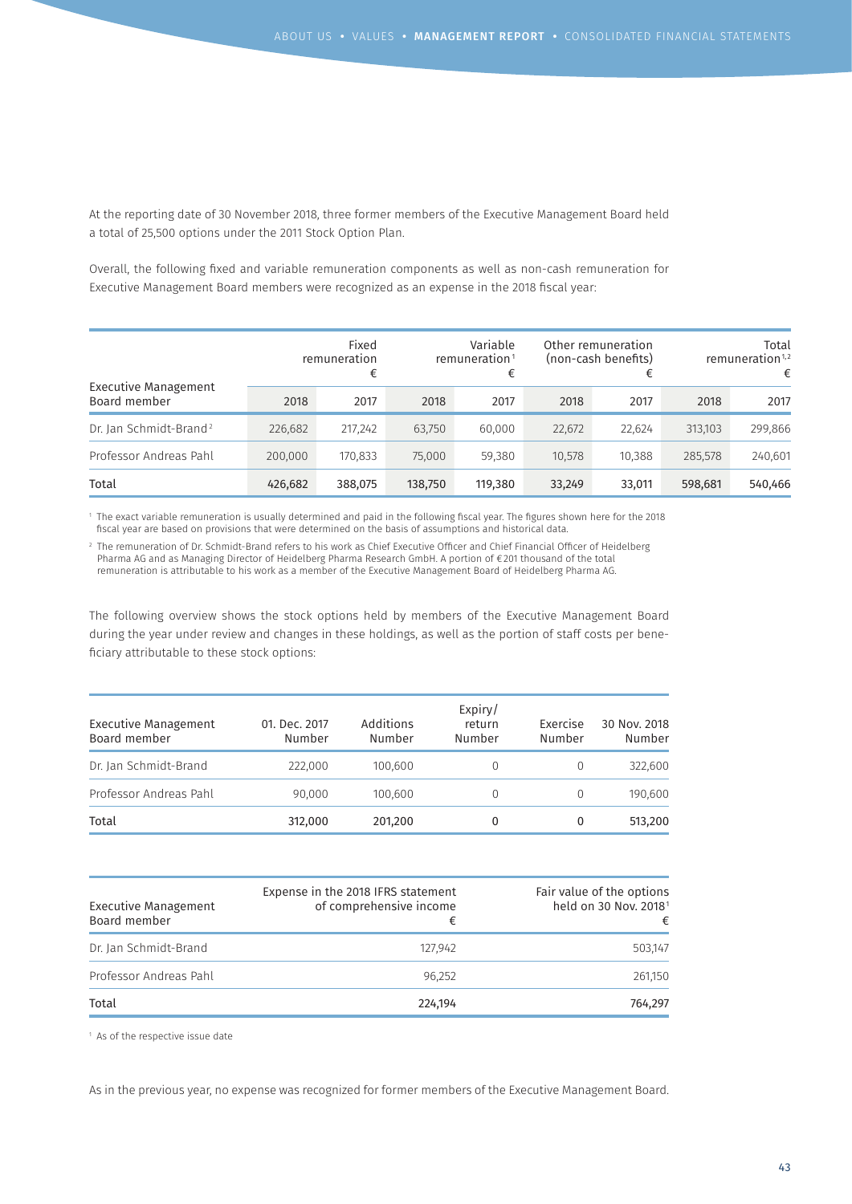At the reporting date of 30 November 2018, three former members of the Executive Management Board held a total of 25,500 options under the 2011 Stock Option Plan.

Overall, the following fixed and variable remuneration components as well as non-cash remuneration for Executive Management Board members were recognized as an expense in the 2018 fiscal year:

| Executive Management Board member | Fixed remuneration € | | Variable remuneration[1] € | | Other remuneration (non-cash benefits) € | | Total remuneration[1,2] € | |
|---|---|---|---|---|---|---|---|---|
| | 2018 | 2017 | 2018 | 2017 | 2018 | 2017 | 2018 | 2017 |
| Dr. Jan Schmidt-Brand[2] | 226,682 | 217,242 | 63,750 | 60,000 | 22,672 | 22,624 | 313,103 | 299,866 |
| Professor Andreas Pahl | 200,000 | 170,833 | 75,000 | 59,380 | 10,578 | 10,388 | 285,578 | 240,601 |
| Total | 426,682 | 388,075 | 138,750 | 119,380 | 33,249 | 33,011 | 598,681 | 540,466 |

[1] The exact variable remuneration is usually determined and paid in the following fiscal year. The figures shown here for the 2018 fiscal year are based on provisions that were determined on the basis of assumptions and historical data.

[2] The remuneration of Dr. Schmidt-Brand refers to his work as Chief Executive Officer and Chief Financial Officer of Heidelberg Pharma AG and as Managing Director of Heidelberg Pharma Research GmbH. A portion of € 201 thousand of the total remuneration is attributable to his work as a member of the Executive Management Board of Heidelberg Pharma AG.

The following overview shows the stock options held by members of the Executive Management Board during the year under review and changes in these holdings, as well as the portion of staff costs per beneficiary attributable to these stock options:

| Executive Management Board member | 01. Dec. 2017 Number | Additions Number | Expiry/ return Number | Exercise Number | 30 Nov. 2018 Number |
|---|---|---|---|---|---|
| Dr. Jan Schmidt-Brand | 222,000 | 100,600 | 0 | 0 | 322,600 |
| Professor Andreas Pahl | 90,000 | 100,600 | 0 | 0 | 190,600 |
| Total | 312,000 | 201,200 | 0 | 0 | 513,200 |

| Executive Management Board member | Expense in the 2018 IFRS statement of comprehensive income € | Fair value of the options held on 30 Nov. 2018[1] € |
|---|---|---|
| Dr. Jan Schmidt-Brand | 127,942 | 503,147 |
| Professor Andreas Pahl | 96,252 | 261,150 |
| Total | 224,194 | 764,297 |

[1] As of the respective issue date

As in the previous year, no expense was recognized for former members of the Executive Management Board.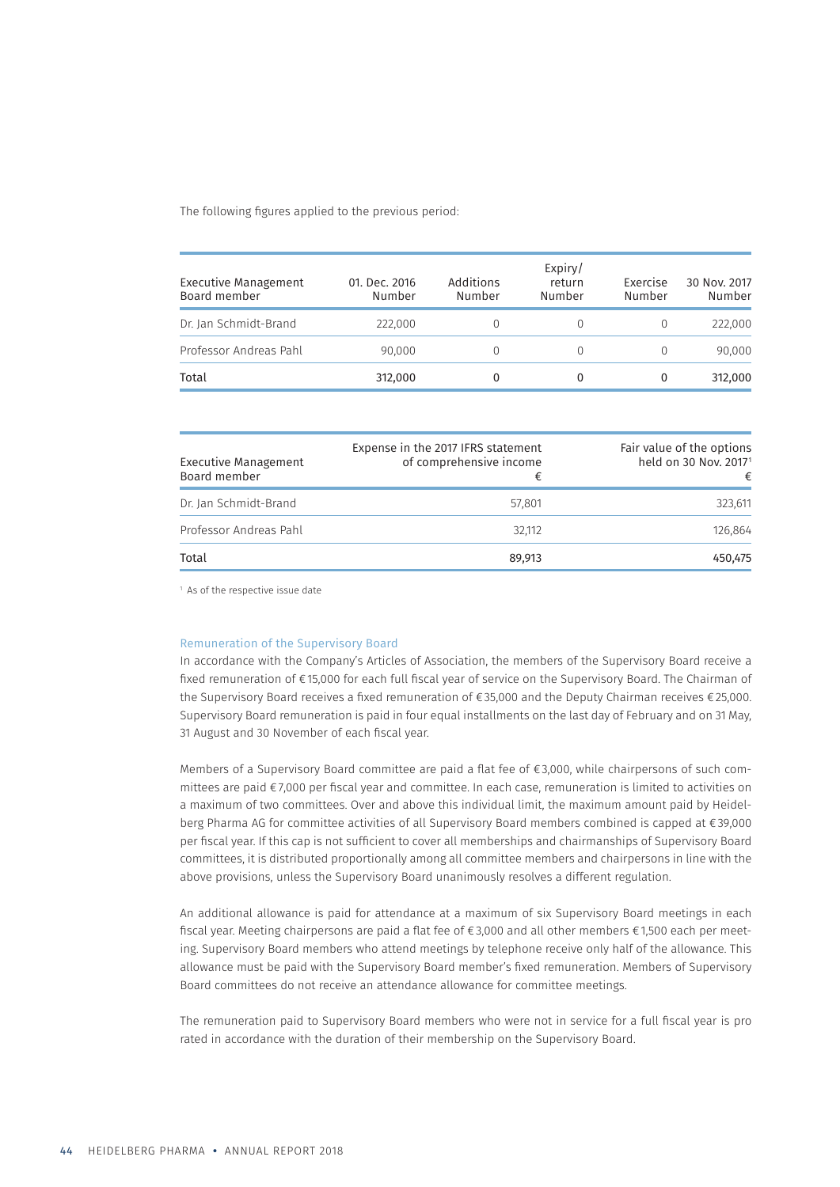The following figures applied to the previous period:

| Executive Management Board member | 01. Dec. 2016 Number | Additions Number | Expiry/ return Number | Exercise Number | 30 Nov. 2017 Number |
|---|---|---|---|---|---|
| Dr. Jan Schmidt-Brand | 222,000 | 0 | 0 | 0 | 222,000 |
| Professor Andreas Pahl | 90,000 | 0 | 0 | 0 | 90,000 |
| Total | 312,000 | 0 | 0 | 0 | 312,000 |

| Executive Management Board member | Expense in the 2017 IFRS statement of comprehensive income € | Fair value of the options held on 30 Nov. 2017[1] € |
|---|---|---|
| Dr. Jan Schmidt-Brand | 57,801 | 323,611 |
| Professor Andreas Pahl | 32,112 | 126,864 |
| Total | 89,913 | 450,475 |

[1] As of the respective issue date

### Remuneration of the Supervisory Board

In accordance with the Company's Articles of Association, the members of the Supervisory Board receive a fixed remuneration of €15,000 for each full fiscal year of service on the Supervisory Board. The Chairman of the Supervisory Board receives a fixed remuneration of €35,000 and the Deputy Chairman receives €25,000. Supervisory Board remuneration is paid in four equal installments on the last day of February and on 31 May, 31 August and 30 November of each fiscal year.

Members of a Supervisory Board committee are paid a flat fee of €3,000, while chairpersons of such committees are paid €7,000 per fiscal year and committee. In each case, remuneration is limited to activities on a maximum of two committees. Over and above this individual limit, the maximum amount paid by Heidelberg Pharma AG for committee activities of all Supervisory Board members combined is capped at €39,000 per fiscal year. If this cap is not sufficient to cover all memberships and chairmanships of Supervisory Board committees, it is distributed proportionally among all committee members and chairpersons in line with the above provisions, unless the Supervisory Board unanimously resolves a different regulation.

An additional allowance is paid for attendance at a maximum of six Supervisory Board meetings in each fiscal year. Meeting chairpersons are paid a flat fee of €3,000 and all other members €1,500 each per meeting. Supervisory Board members who attend meetings by telephone receive only half of the allowance. This allowance must be paid with the Supervisory Board member's fixed remuneration. Members of Supervisory Board committees do not receive an attendance allowance for committee meetings.

The remuneration paid to Supervisory Board members who were not in service for a full fiscal year is pro rated in accordance with the duration of their membership on the Supervisory Board.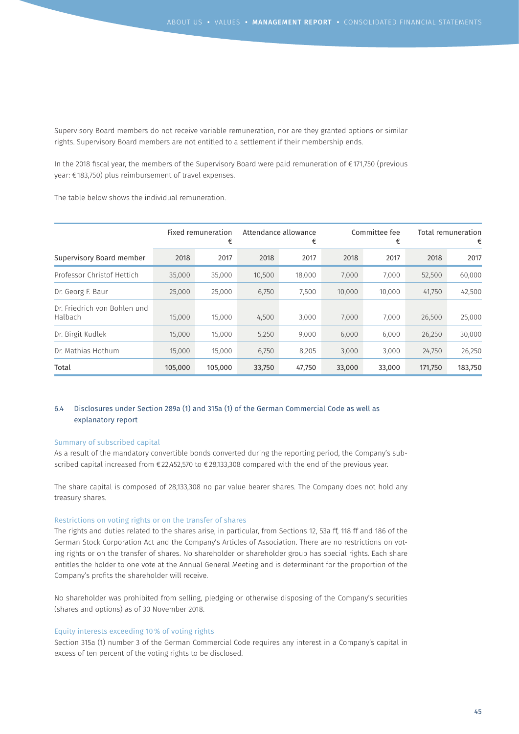Supervisory Board members do not receive variable remuneration, nor are they granted options or similar rights. Supervisory Board members are not entitled to a settlement if their membership ends.

In the 2018 fiscal year, the members of the Supervisory Board were paid remuneration of € 171,750 (previous year: € 183,750) plus reimbursement of travel expenses.

The table below shows the individual remuneration.

| | Fixed remuneration € | | Attendance allowance € | | Committee fee € | | Total remuneration € | |
|---|---|---|---|---|---|---|---|---|
| Supervisory Board member | 2018 | 2017 | 2018 | 2017 | 2018 | 2017 | 2018 | 2017 |
| Professor Christof Hettich | 35,000 | 35,000 | 10,500 | 18,000 | 7,000 | 7,000 | 52,500 | 60,000 |
| Dr. Georg F. Baur | 25,000 | 25,000 | 6,750 | 7,500 | 10,000 | 10,000 | 41,750 | 42,500 |
| Dr. Friedrich von Bohlen und Halbach | 15,000 | 15,000 | 4,500 | 3,000 | 7,000 | 7,000 | 26,500 | 25,000 |
| Dr. Birgit Kudlek | 15,000 | 15,000 | 5,250 | 9,000 | 6,000 | 6,000 | 26,250 | 30,000 |
| Dr. Mathias Hothum | 15,000 | 15,000 | 6,750 | 8,205 | 3,000 | 3,000 | 24,750 | 26,250 |
| **Total** | **105,000** | **105,000** | **33,750** | **47,750** | **33,000** | **33,000** | **171,750** | **183,750** |

### 6.4 Disclosures under Section 289a (1) and 315a (1) of the German Commercial Code as well as explanatory report

#### Summary of subscribed capital

As a result of the mandatory convertible bonds converted during the reporting period, the Company's subscribed capital increased from € 22,452,570 to € 28,133,308 compared with the end of the previous year.

The share capital is composed of 28,133,308 no par value bearer shares. The Company does not hold any treasury shares.

#### Restrictions on voting rights or on the transfer of shares

The rights and duties related to the shares arise, in particular, from Sections 12, 53a ff, 118 ff and 186 of the German Stock Corporation Act and the Company's Articles of Association. There are no restrictions on voting rights or on the transfer of shares. No shareholder or shareholder group has special rights. Each share entitles the holder to one vote at the Annual General Meeting and is determinant for the proportion of the Company's profits the shareholder will receive.

No shareholder was prohibited from selling, pledging or otherwise disposing of the Company's securities (shares and options) as of 30 November 2018.

#### Equity interests exceeding 10 % of voting rights

Section 315a (1) number 3 of the German Commercial Code requires any interest in a Company's capital in excess of ten percent of the voting rights to be disclosed.